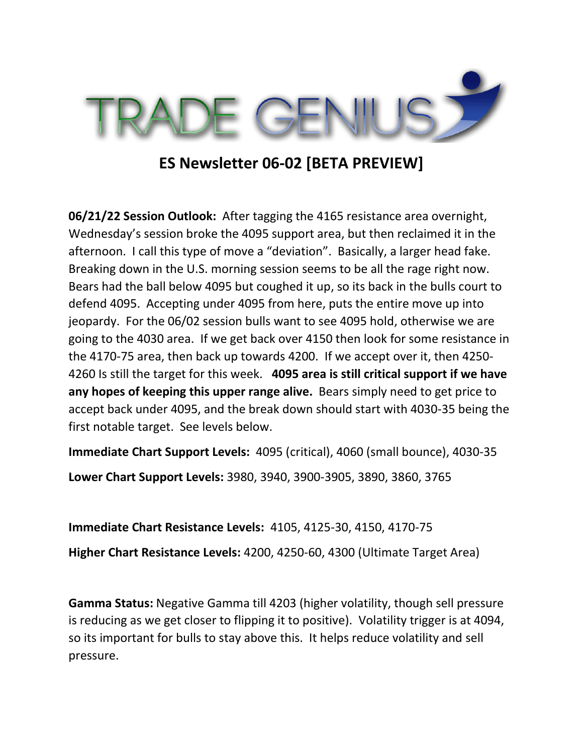# ES Newsletter 06-02 [BETA PREVIEW]

**06/21/22 Session Outlook:** After tagging the 4165 resistance area overnight, Wednesday's session broke the 4095 support area, but then reclaimed it in the afternoon. I call this type of move a "deviation". Basically, a larger head fake. Breaking down in the U.S. morning session seems to be all the rage right now. Bears had the ball below 4095 but coughed it up, so its back in the bulls court to defend 4095. Accepting under 4095 from here, puts the entire move up into jeopardy. For the 06/02 session bulls want to see 4095 hold, otherwise we are going to the 4030 area. If we get back over 4150 then look for some resistance in the 4170-75 area, then back up towards 4200. If we accept over it, then 4250-4260 Is still the target for this week. **4095 area is still critical support if we have any hopes of keeping this upper range alive.** Bears simply need to get price to accept back under 4095, and the break down should start with 4030-35 being the first notable target. See levels below.

**Immediate Chart Support Levels:** 4095 (critical), 4060 (small bounce), 4030-35

**Lower Chart Support Levels:** 3980, 3940, 3900-3905, 3890, 3860, 3765

**Immediate Chart Resistance Levels:** 4105, 4125-30, 4150, 4170-75

**Higher Chart Resistance Levels:** 4200, 4250-60, 4300 (Ultimate Target Area)

**Gamma Status:** Negative Gamma till 4203 (higher volatility, though sell pressure is reducing as we get closer to flipping it to positive). Volatility trigger is at 4094, so its important for bulls to stay above this. It helps reduce volatility and sell pressure.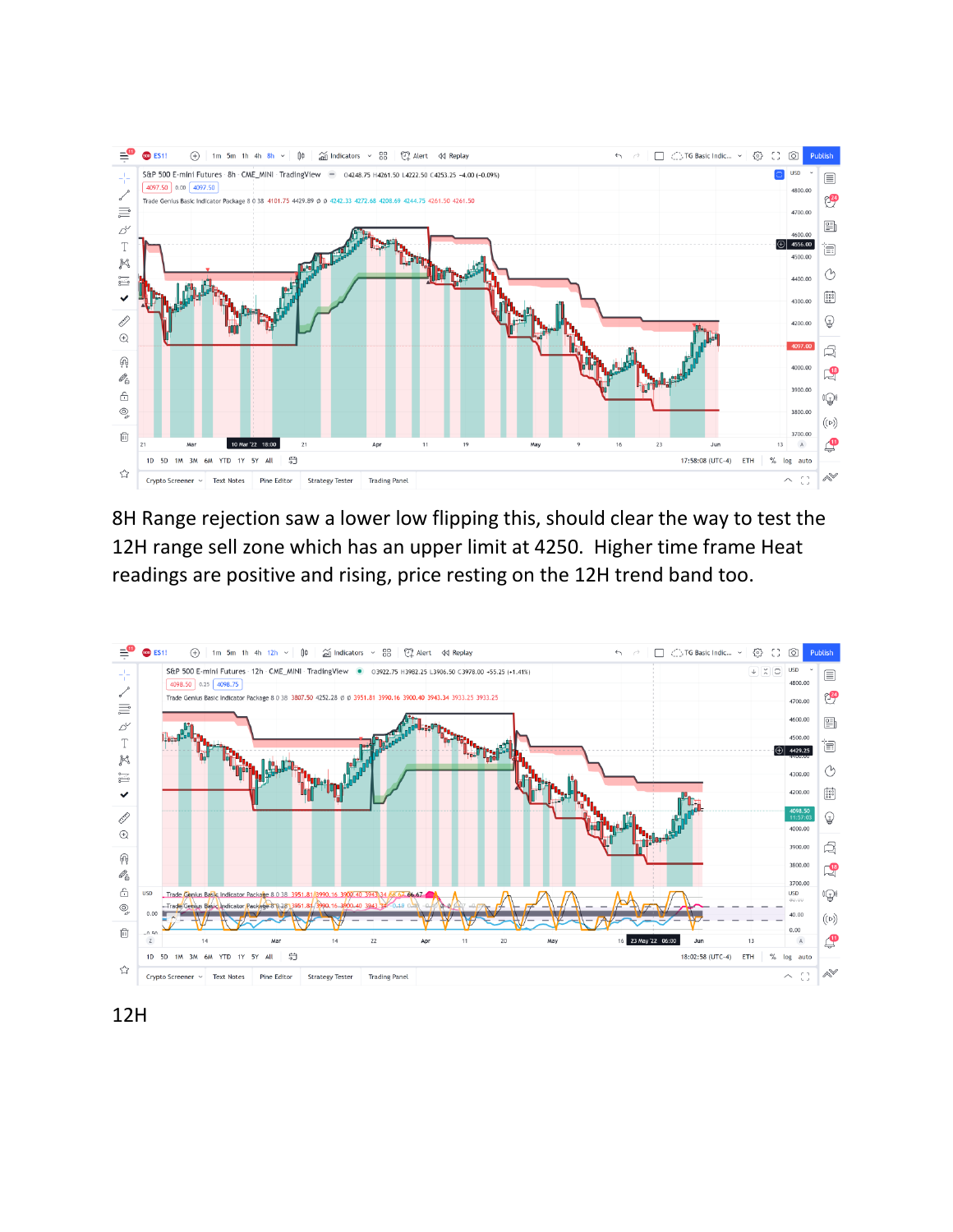S&P 500 E-mini Futures · 8h · CME_MINI · TradingView

O4248.75 H4261.50 L4222.50 C4253.25 −4.00 (−0.09%)

4097.50 0.00 4097.50

Trade Genius Basic Indicator Package 8 0 38 4101.75 4429.89 ∅ ∅ 4242.33 4272.68 4208.69 4244.75 4261.50 4261.50

8H Range rejection saw a lower low flipping this, should clear the way to test the 12H range sell zone which has an upper limit at 4250. Higher time frame Heat readings are positive and rising, price resting on the 12H trend band too.

S&P 500 E-mini Futures · 12h · CME_MINI · TradingView

O3922.75 H3982.25 L3906.50 C3978.00 +55.25 (+1.41%)

4098.50 0.25 4098.75

Trade Genius Basic Indicator Package 8 0 38 3807.50 4252.28 ∅ ∅ 3951.81 3990.16 3900.40 3943.34 3933.25 3933.25

12H